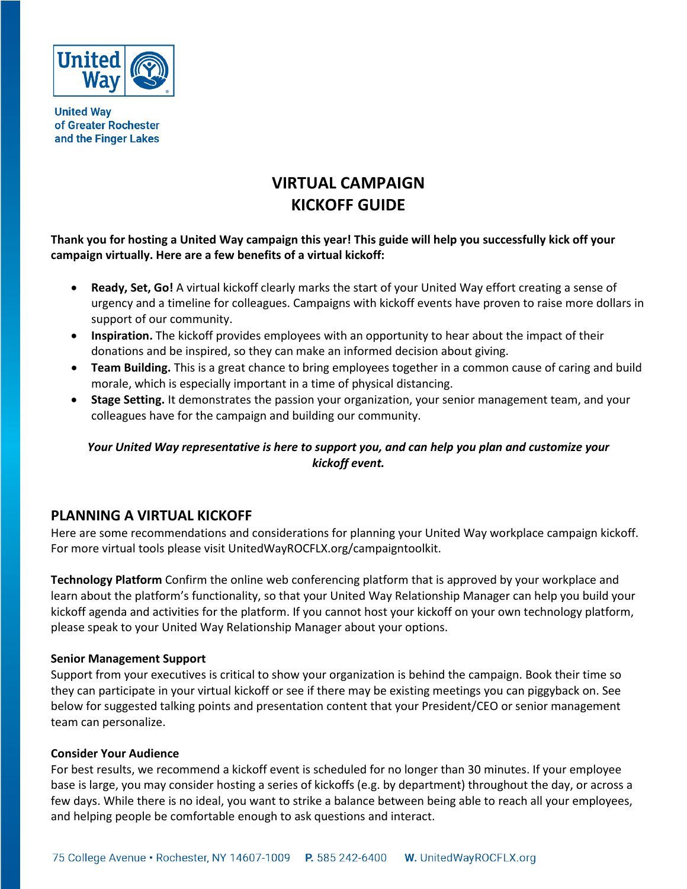United Way of Greater Rochester and the Finger Lakes

# VIRTUAL CAMPAIGN KICKOFF GUIDE

**Thank you for hosting a United Way campaign this year! This guide will help you successfully kick off your campaign virtually. Here are a few benefits of a virtual kickoff:**

- **Ready, Set, Go!** A virtual kickoff clearly marks the start of your United Way effort creating a sense of urgency and a timeline for colleagues. Campaigns with kickoff events have proven to raise more dollars in support of our community.
- **Inspiration.** The kickoff provides employees with an opportunity to hear about the impact of their donations and be inspired, so they can make an informed decision about giving.
- **Team Building.** This is a great chance to bring employees together in a common cause of caring and build morale, which is especially important in a time of physical distancing.
- **Stage Setting.** It demonstrates the passion your organization, your senior management team, and your colleagues have for the campaign and building our community.

***Your United Way representative is here to support you, and can help you plan and customize your kickoff event.***

## PLANNING A VIRTUAL KICKOFF

Here are some recommendations and considerations for planning your United Way workplace campaign kickoff. For more virtual tools please visit UnitedWayROCFLX.org/campaigntoolkit.

**Technology Platform** Confirm the online web conferencing platform that is approved by your workplace and learn about the platform's functionality, so that your United Way Relationship Manager can help you build your kickoff agenda and activities for the platform. If you cannot host your kickoff on your own technology platform, please speak to your United Way Relationship Manager about your options.

**Senior Management Support**
Support from your executives is critical to show your organization is behind the campaign. Book their time so they can participate in your virtual kickoff or see if there may be existing meetings you can piggyback on. See below for suggested talking points and presentation content that your President/CEO or senior management team can personalize.

**Consider Your Audience**
For best results, we recommend a kickoff event is scheduled for no longer than 30 minutes. If your employee base is large, you may consider hosting a series of kickoffs (e.g. by department) throughout the day, or across a few days. While there is no ideal, you want to strike a balance between being able to reach all your employees, and helping people be comfortable enough to ask questions and interact.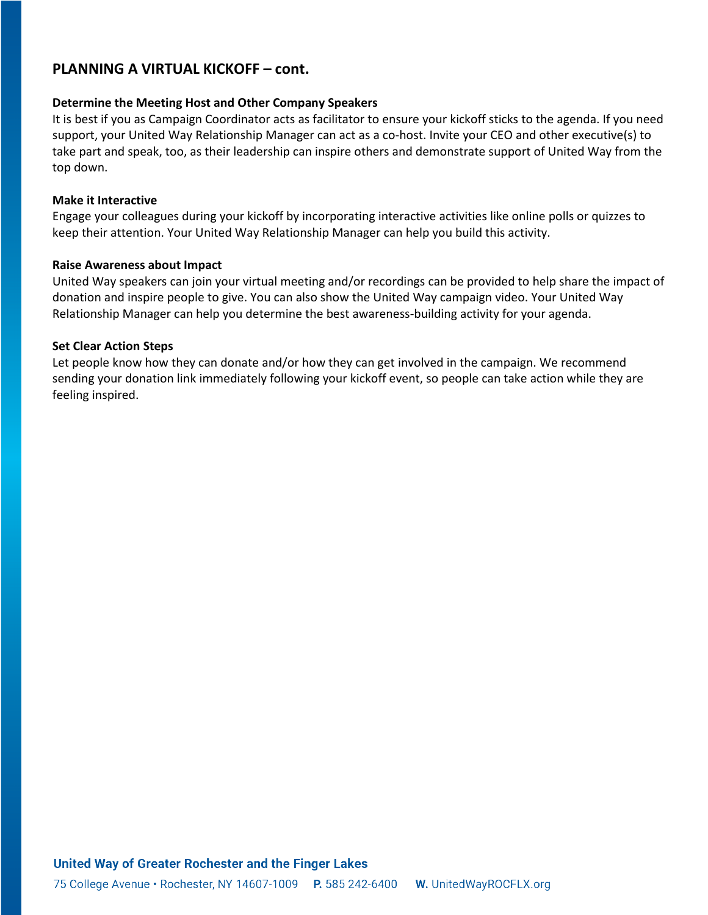## PLANNING A VIRTUAL KICKOFF – cont.

### Determine the Meeting Host and Other Company Speakers

It is best if you as Campaign Coordinator acts as facilitator to ensure your kickoff sticks to the agenda. If you need support, your United Way Relationship Manager can act as a co-host. Invite your CEO and other executive(s) to take part and speak, too, as their leadership can inspire others and demonstrate support of United Way from the top down.

### Make it Interactive

Engage your colleagues during your kickoff by incorporating interactive activities like online polls or quizzes to keep their attention. Your United Way Relationship Manager can help you build this activity.

### Raise Awareness about Impact

United Way speakers can join your virtual meeting and/or recordings can be provided to help share the impact of donation and inspire people to give. You can also show the United Way campaign video. Your United Way Relationship Manager can help you determine the best awareness-building activity for your agenda.

### Set Clear Action Steps

Let people know how they can donate and/or how they can get involved in the campaign. We recommend sending your donation link immediately following your kickoff event, so people can take action while they are feeling inspired.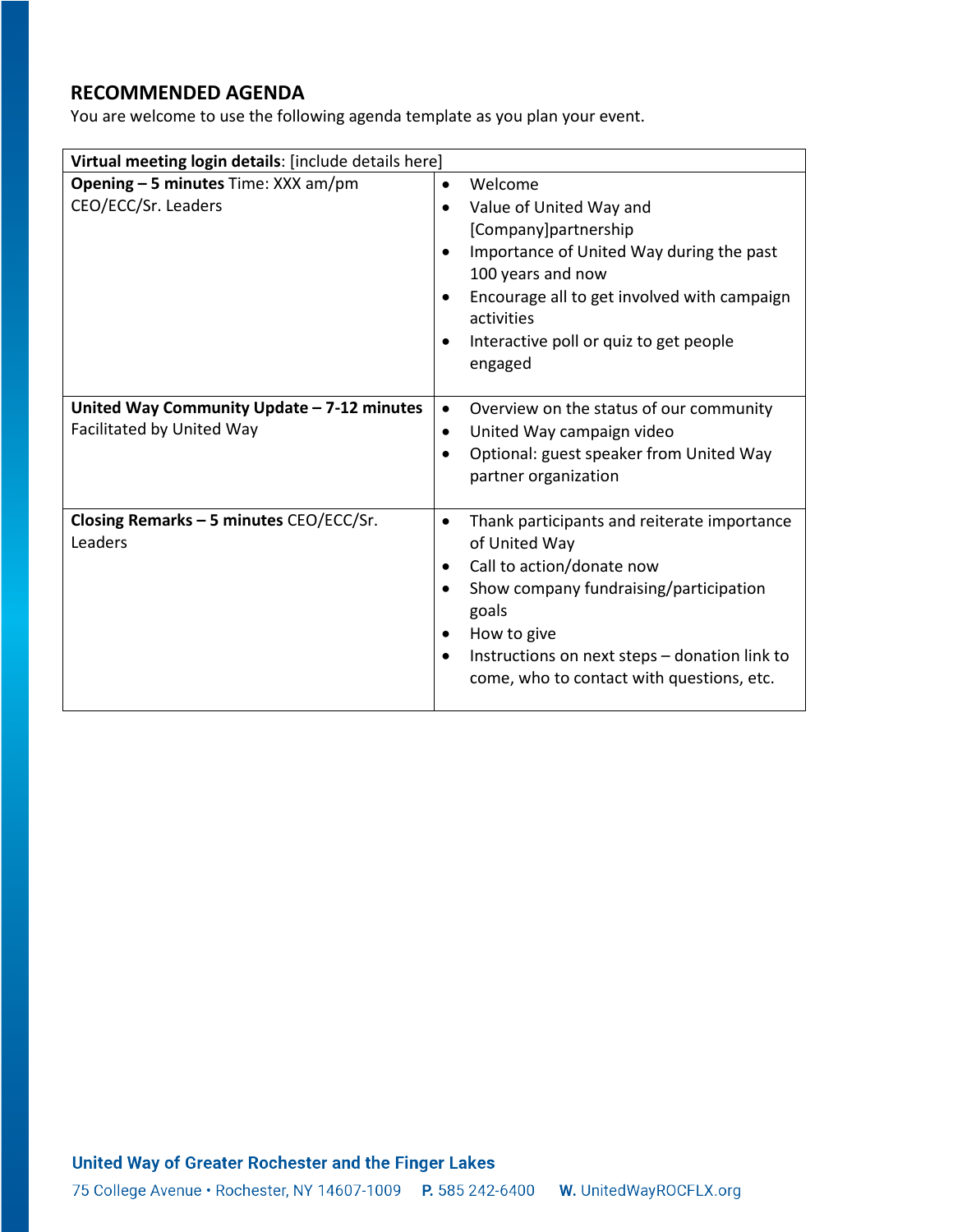## RECOMMENDED AGENDA

You are welcome to use the following agenda template as you plan your event.

| **Virtual meeting login details**: [include details here] | |
|---|---|
| **Opening – 5 minutes** Time: XXX am/pm<br>CEO/ECC/Sr. Leaders | • Welcome<br>• Value of United Way and [Company]partnership<br>• Importance of United Way during the past 100 years and now<br>• Encourage all to get involved with campaign activities<br>• Interactive poll or quiz to get people engaged |
| **United Way Community Update – 7-12 minutes**<br>Facilitated by United Way | • Overview on the status of our community<br>• United Way campaign video<br>• Optional: guest speaker from United Way partner organization |
| **Closing Remarks – 5 minutes** CEO/ECC/Sr. Leaders | • Thank participants and reiterate importance of United Way<br>• Call to action/donate now<br>• Show company fundraising/participation goals<br>• How to give<br>• Instructions on next steps – donation link to come, who to contact with questions, etc. |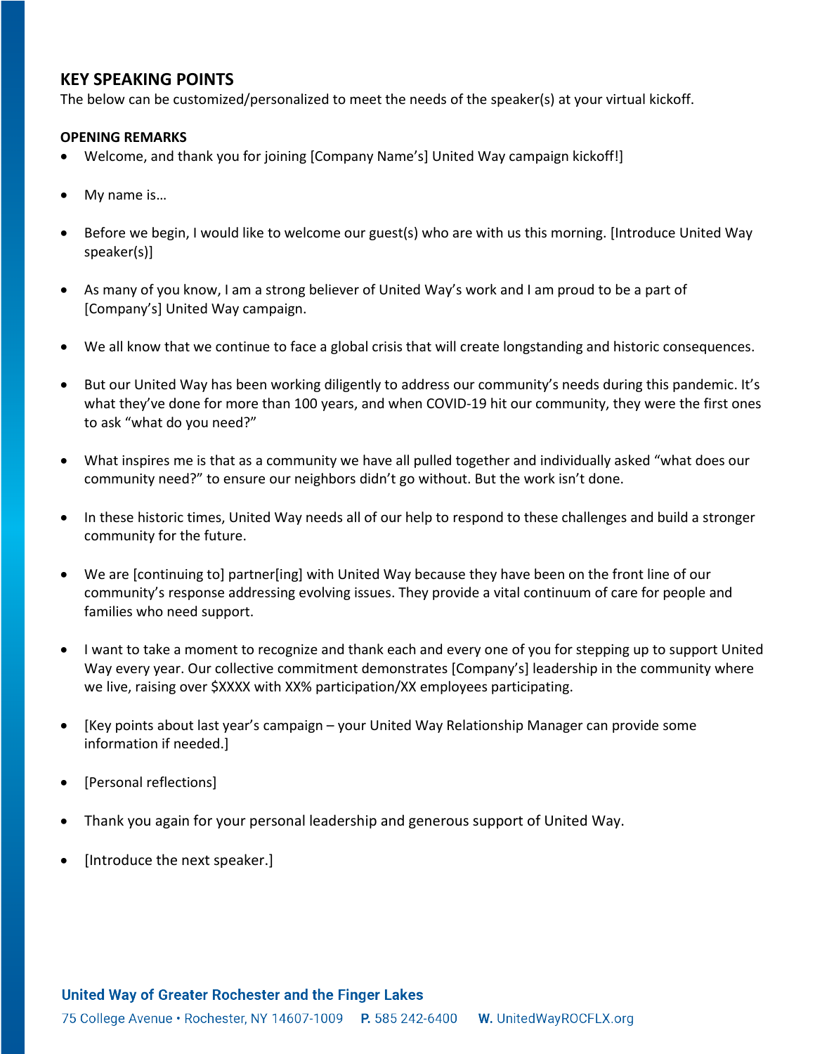## KEY SPEAKING POINTS

The below can be customized/personalized to meet the needs of the speaker(s) at your virtual kickoff.

**OPENING REMARKS**

- Welcome, and thank you for joining [Company Name's] United Way campaign kickoff!]
- My name is…
- Before we begin, I would like to welcome our guest(s) who are with us this morning. [Introduce United Way speaker(s)]
- As many of you know, I am a strong believer of United Way's work and I am proud to be a part of [Company's] United Way campaign.
- We all know that we continue to face a global crisis that will create longstanding and historic consequences.
- But our United Way has been working diligently to address our community's needs during this pandemic. It's what they've done for more than 100 years, and when COVID-19 hit our community, they were the first ones to ask "what do you need?"
- What inspires me is that as a community we have all pulled together and individually asked "what does our community need?" to ensure our neighbors didn't go without. But the work isn't done.
- In these historic times, United Way needs all of our help to respond to these challenges and build a stronger community for the future.
- We are [continuing to] partner[ing] with United Way because they have been on the front line of our community's response addressing evolving issues. They provide a vital continuum of care for people and families who need support.
- I want to take a moment to recognize and thank each and every one of you for stepping up to support United Way every year. Our collective commitment demonstrates [Company's] leadership in the community where we live, raising over $XXXX with XX% participation/XX employees participating.
- [Key points about last year's campaign – your United Way Relationship Manager can provide some information if needed.]
- [Personal reflections]
- Thank you again for your personal leadership and generous support of United Way.
- [Introduce the next speaker.]

United Way of Greater Rochester and the Finger Lakes
75 College Avenue • Rochester, NY 14607-1009 **P.** 585 242-6400 **W.** UnitedWayROCFLX.org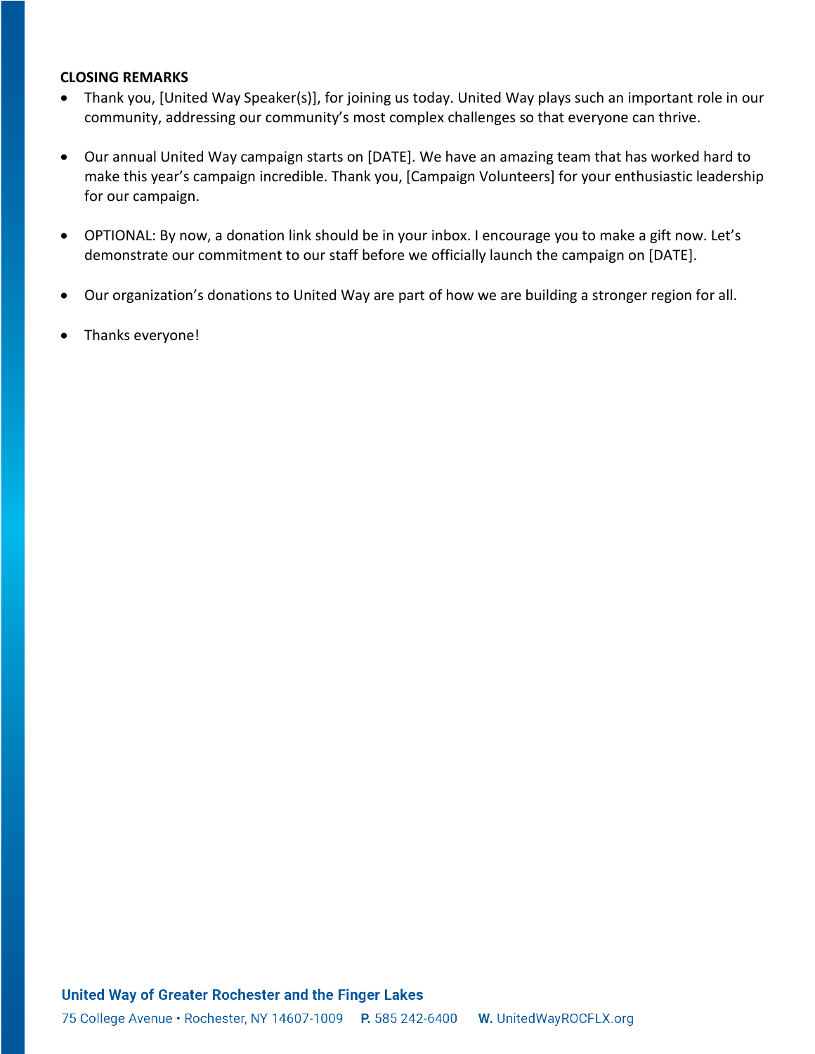**CLOSING REMARKS**

- Thank you, [United Way Speaker(s)], for joining us today. United Way plays such an important role in our community, addressing our community's most complex challenges so that everyone can thrive.
- Our annual United Way campaign starts on [DATE]. We have an amazing team that has worked hard to make this year's campaign incredible. Thank you, [Campaign Volunteers] for your enthusiastic leadership for our campaign.
- OPTIONAL: By now, a donation link should be in your inbox. I encourage you to make a gift now. Let's demonstrate our commitment to our staff before we officially launch the campaign on [DATE].
- Our organization's donations to United Way are part of how we are building a stronger region for all.
- Thanks everyone!